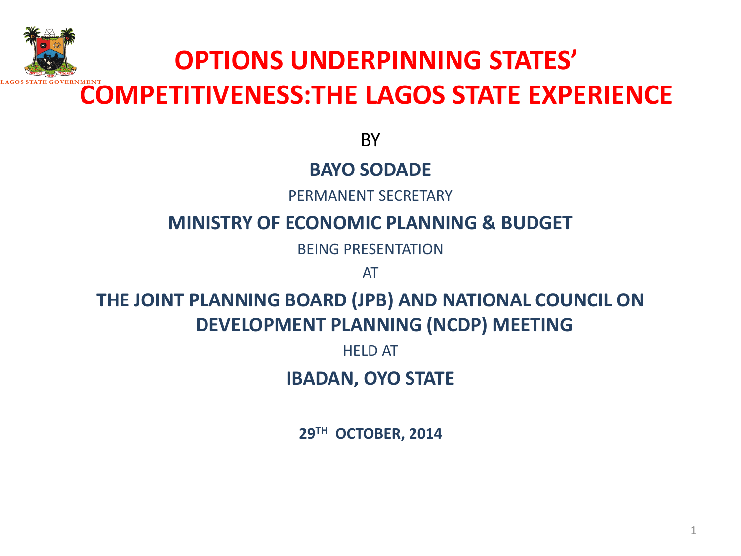LAGOS STATE GOVERNMENT

# OPTIONS UNDERPINNING STATES' COMPETITIVENESS:THE LAGOS STATE EXPERIENCE

BY

**BAYO SODADE**

PERMANENT SECRETARY

**MINISTRY OF ECONOMIC PLANNING & BUDGET**

BEING PRESENTATION

AT

**THE JOINT PLANNING BOARD (JPB) AND NATIONAL COUNCIL ON DEVELOPMENT PLANNING (NCDP) MEETING**

HELD AT

**IBADAN, OYO STATE**

**29TH OCTOBER, 2014**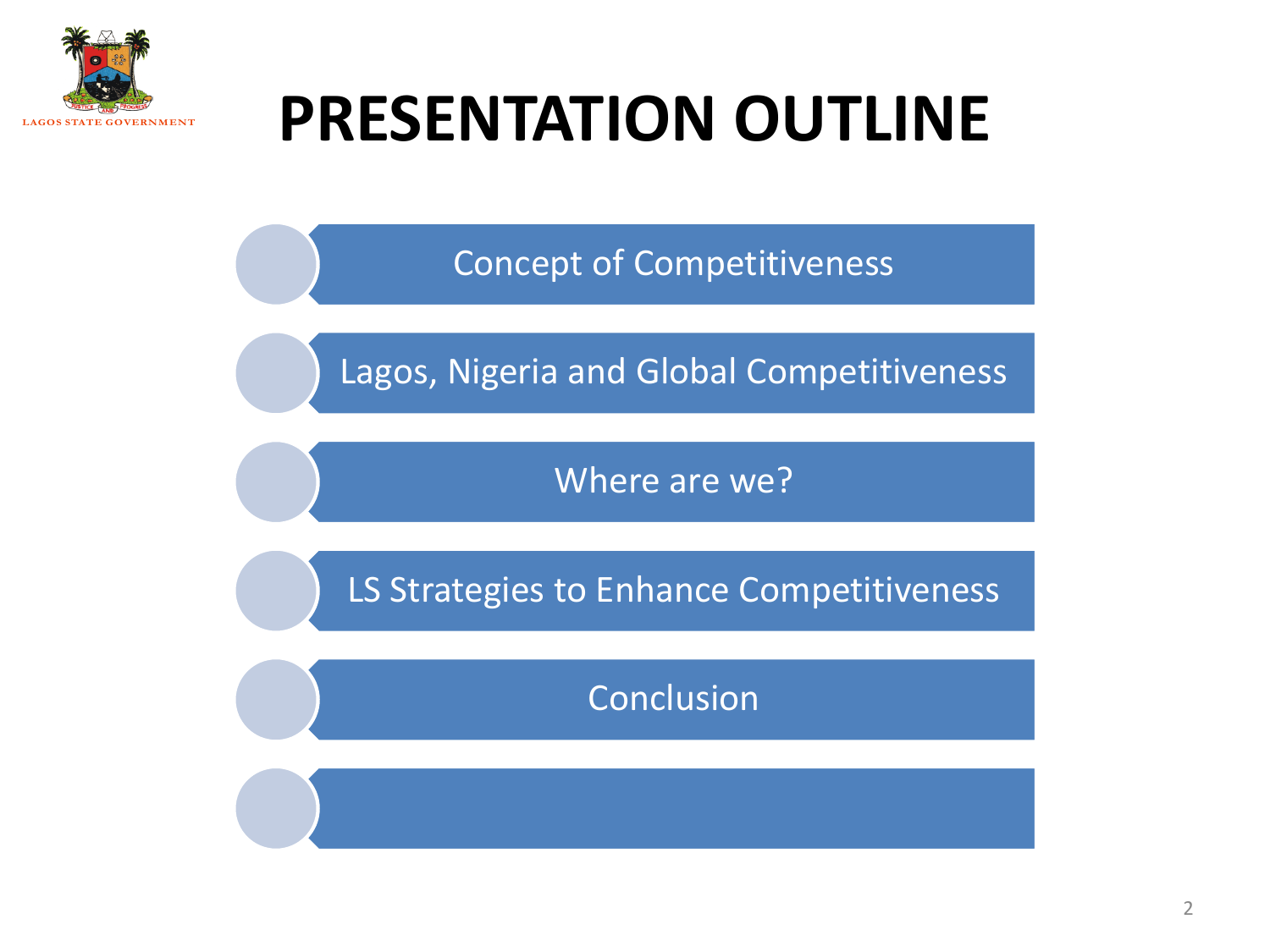LAGOS STATE GOVERNMENT

# PRESENTATION OUTLINE

- Concept of Competitiveness
- Lagos, Nigeria and Global Competitiveness
- Where are we?
- LS Strategies to Enhance Competitiveness
- Conclusion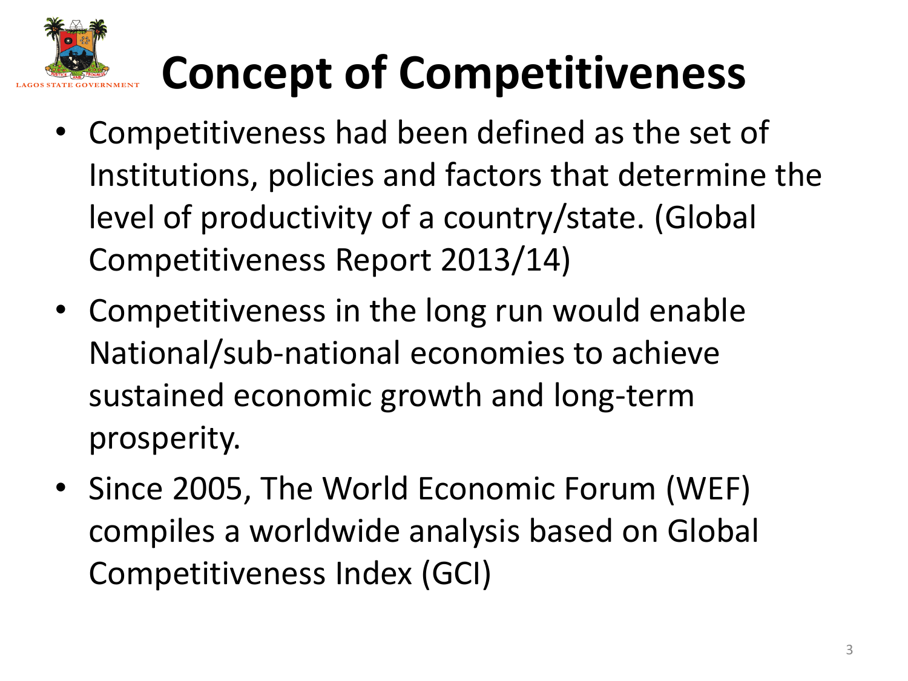LAGOS STATE GOVERNMENT

# Concept of Competitiveness

- Competitiveness had been defined as the set of Institutions, policies and factors that determine the level of productivity of a country/state. (Global Competitiveness Report 2013/14)
- Competitiveness in the long run would enable National/sub-national economies to achieve sustained economic growth and long-term prosperity.
- Since 2005, The World Economic Forum (WEF) compiles a worldwide analysis based on Global Competitiveness Index (GCI)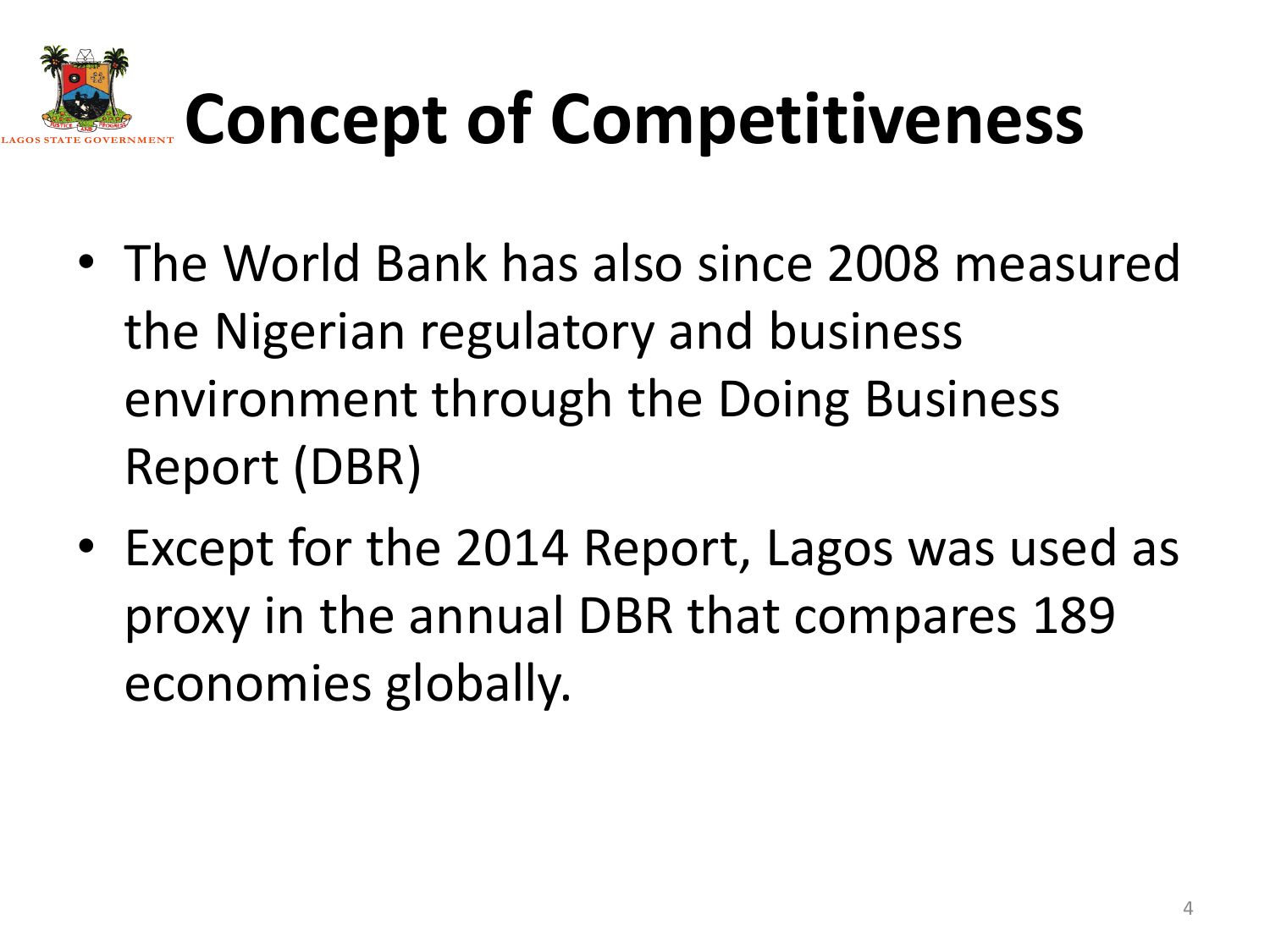# Concept of Competitiveness

- The World Bank has also since 2008 measured the Nigerian regulatory and business environment through the Doing Business Report (DBR)
- Except for the 2014 Report, Lagos was used as proxy in the annual DBR that compares 189 economies globally.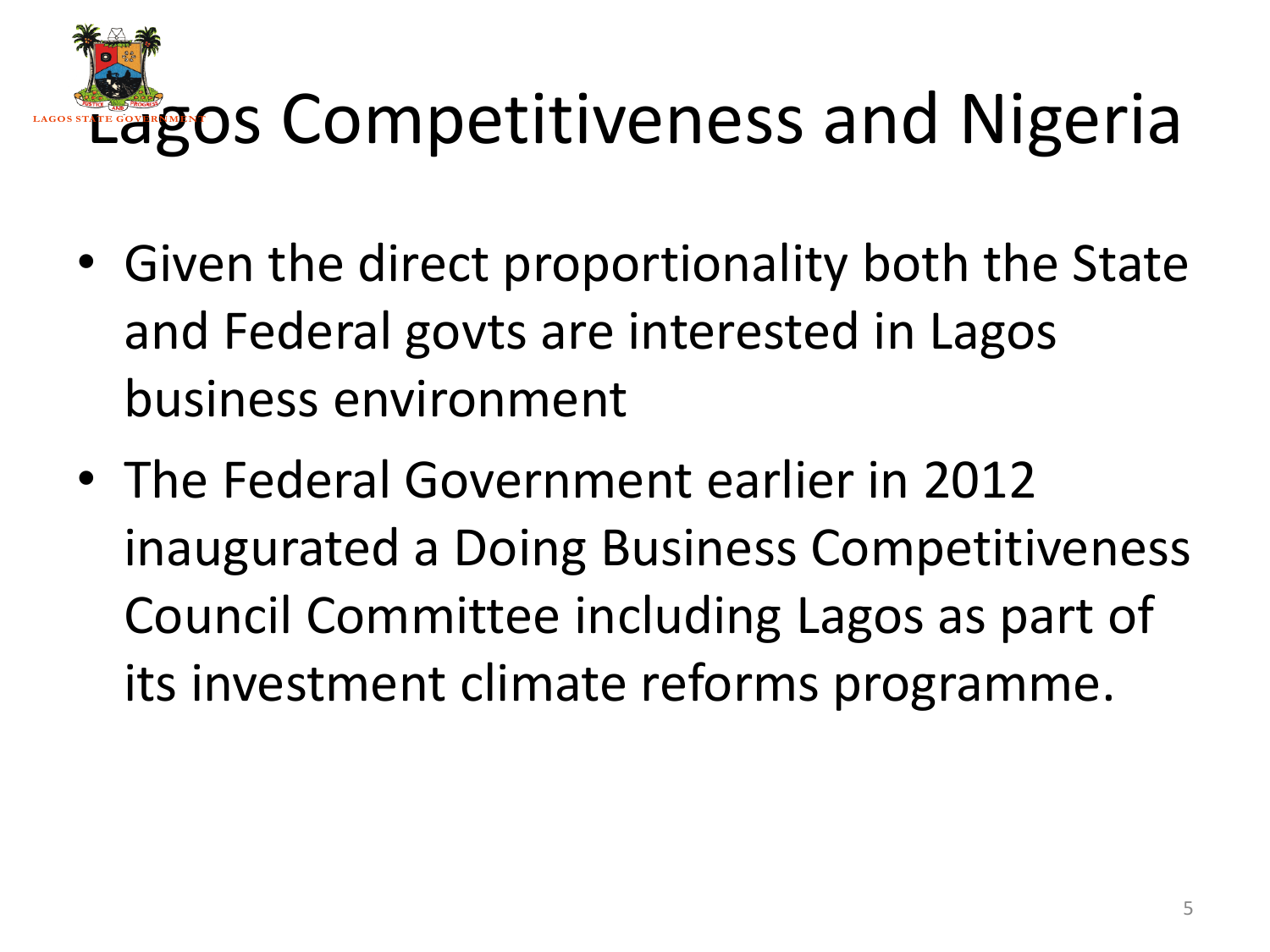LAGOS STATE GOVERNMENT

# Lagos Competitiveness and Nigeria

- Given the direct proportionality both the State and Federal govts are interested in Lagos business environment
- The Federal Government earlier in 2012 inaugurated a Doing Business Competitiveness Council Committee including Lagos as part of its investment climate reforms programme.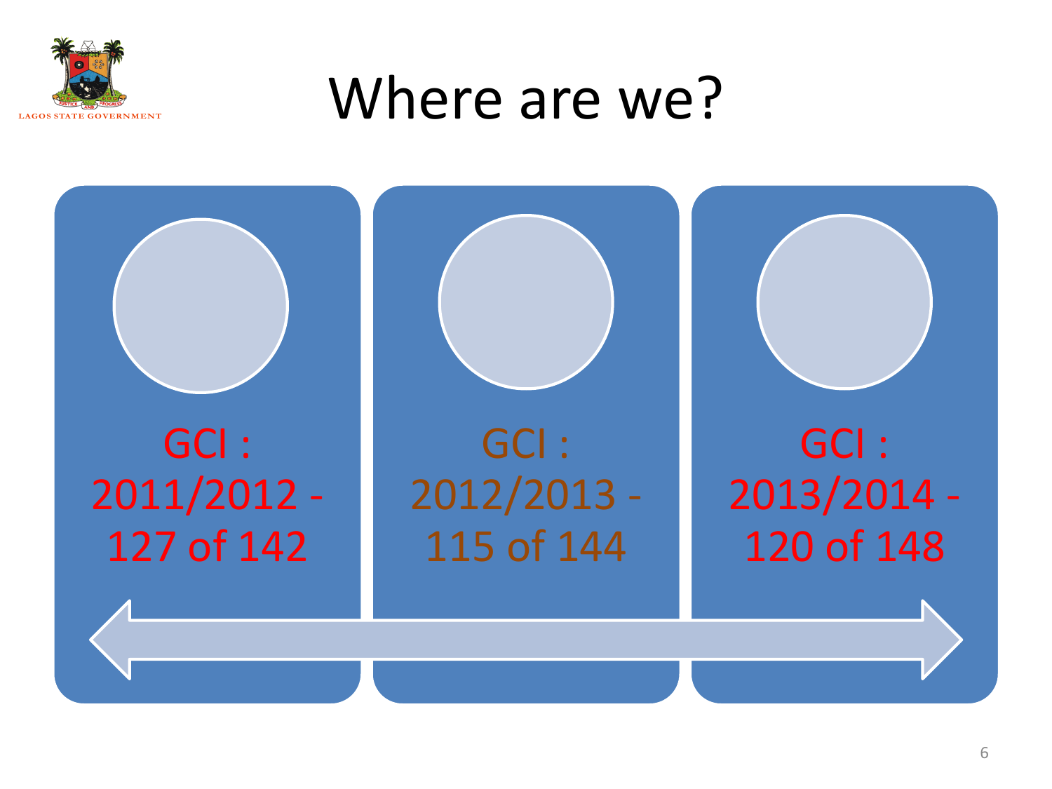LAGOS STATE GOVERNMENT

# Where are we?

GCI : 2011/2012 - 127 of 142

GCI : 2012/2013 - 115 of 144

GCI : 2013/2014 - 120 of 148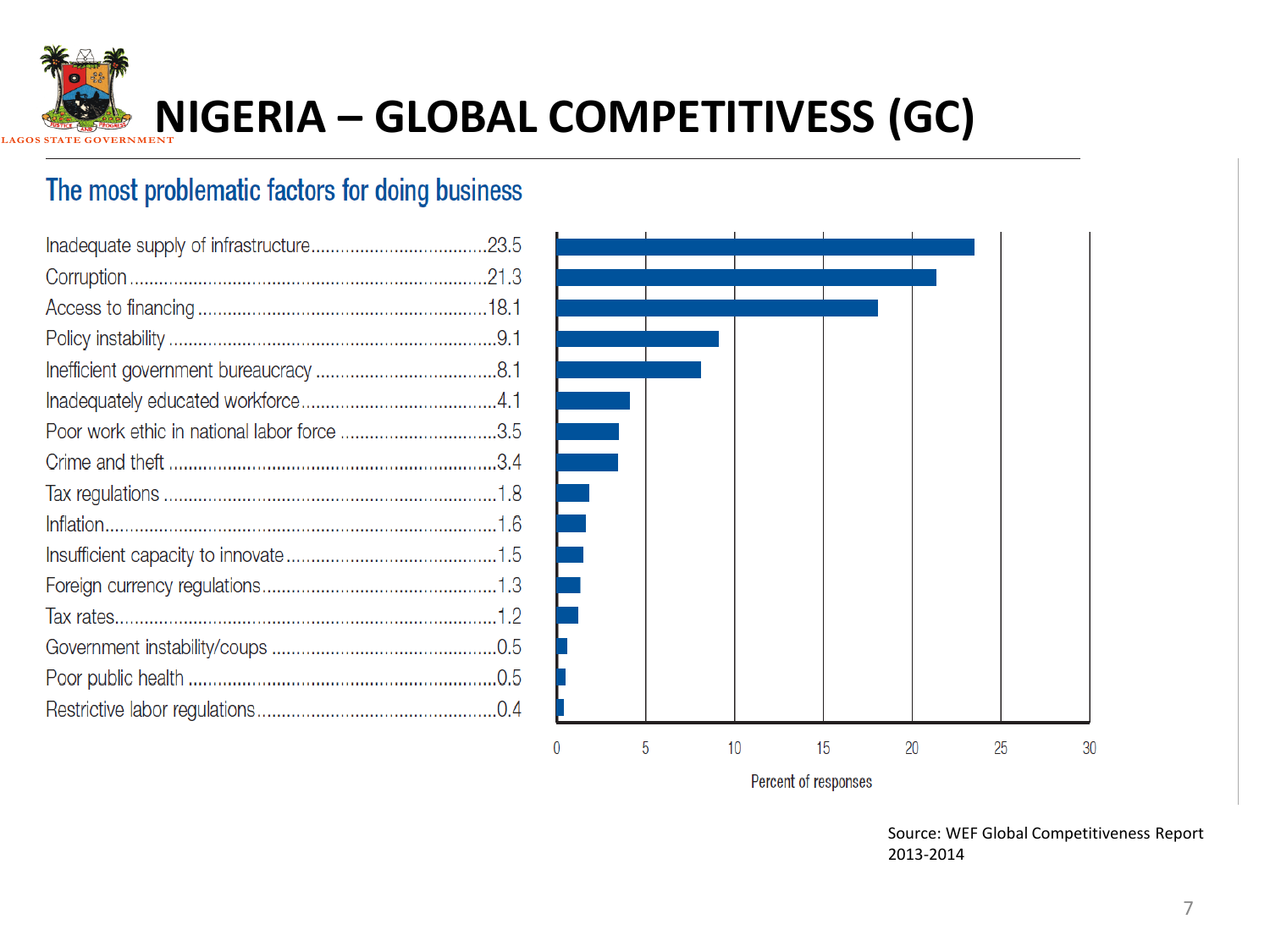# NIGERIA – GLOBAL COMPETITIVESS (GC)

LAGOS STATE GOVERNMENT

## The most problematic factors for doing business

Inadequate supply of infrastructure....................................23.5
Corruption.......................................................................21.3
Access to financing..........................................................18.1
Policy instability....................................................................9.1
Inefficient government bureaucracy.....................................8.1
Inadequately educated workforce.........................................4.1
Poor work ethic in national labor force.................................3.5
Crime and theft.....................................................................3.4
Tax regulations.....................................................................1.8
Inflation................................................................................1.6
Insufficient capacity to innovate...........................................1.5
Foreign currency regulations................................................1.3
Tax rates...............................................................................1.2
Government instability/coups...............................................0.5
Poor public health................................................................0.5
Restrictive labor regulations.................................................0.4

0 5 10 15 20 25 30

Percent of responses

Source: WEF Global Competitiveness Report 2013-2014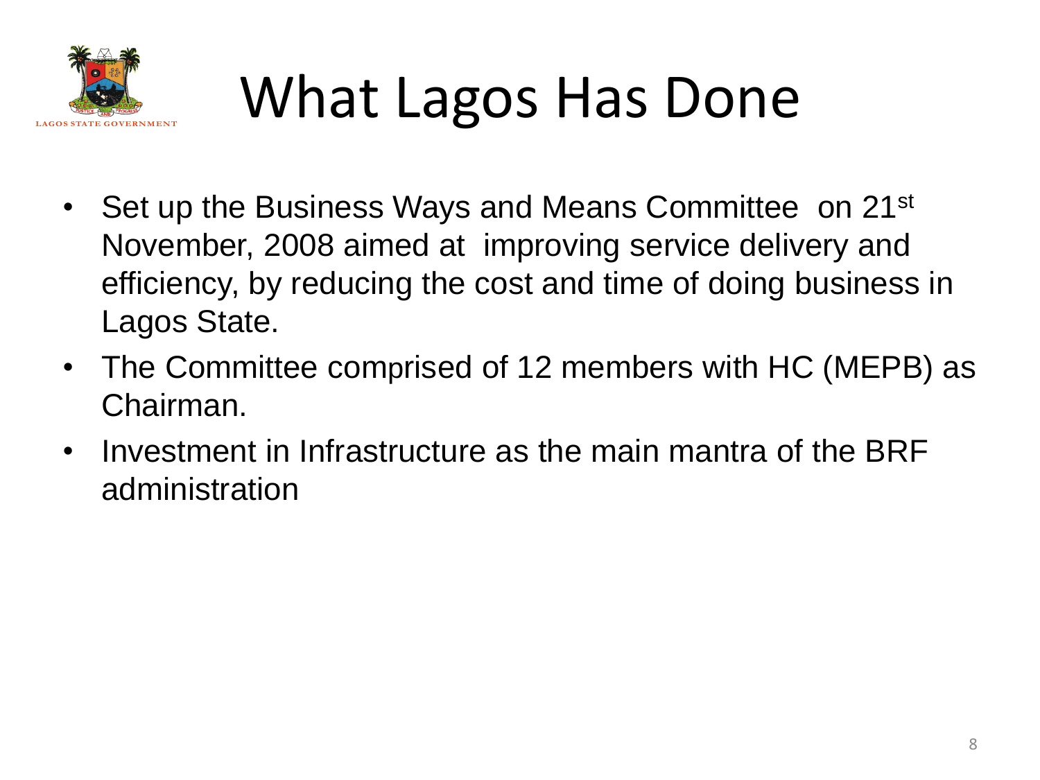LAGOS STATE GOVERNMENT

# What Lagos Has Done

- Set up the Business Ways and Means Committee on 21st November, 2008 aimed at improving service delivery and efficiency, by reducing the cost and time of doing business in Lagos State.
- The Committee comprised of 12 members with HC (MEPB) as Chairman.
- Investment in Infrastructure as the main mantra of the BRF administration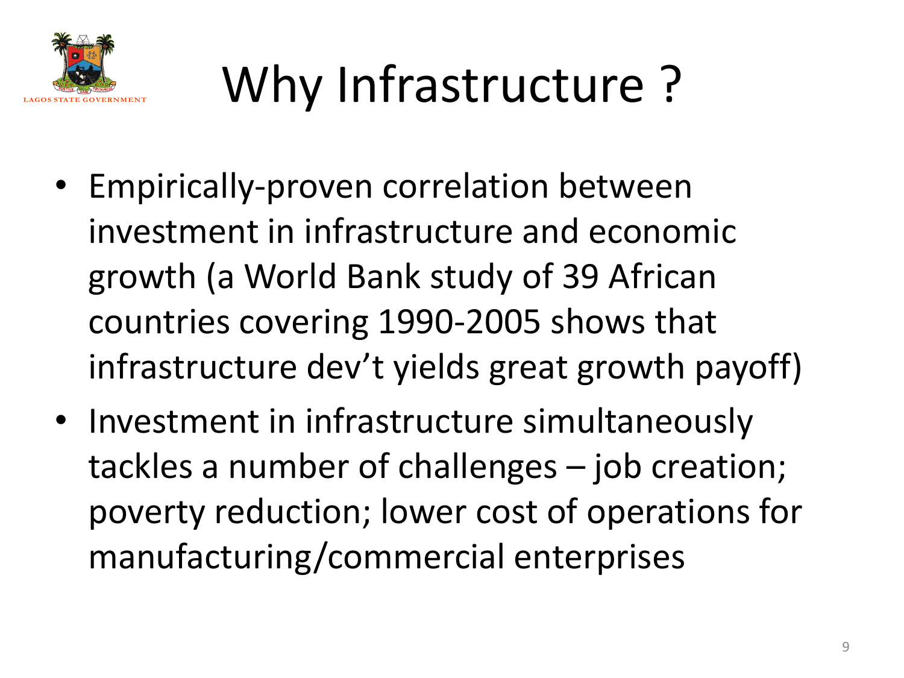# Why Infrastructure ?

- Empirically-proven correlation between investment in infrastructure and economic growth (a World Bank study of 39 African countries covering 1990-2005 shows that infrastructure dev't yields great growth payoff)
- Investment in infrastructure simultaneously tackles a number of challenges – job creation; poverty reduction; lower cost of operations for manufacturing/commercial enterprises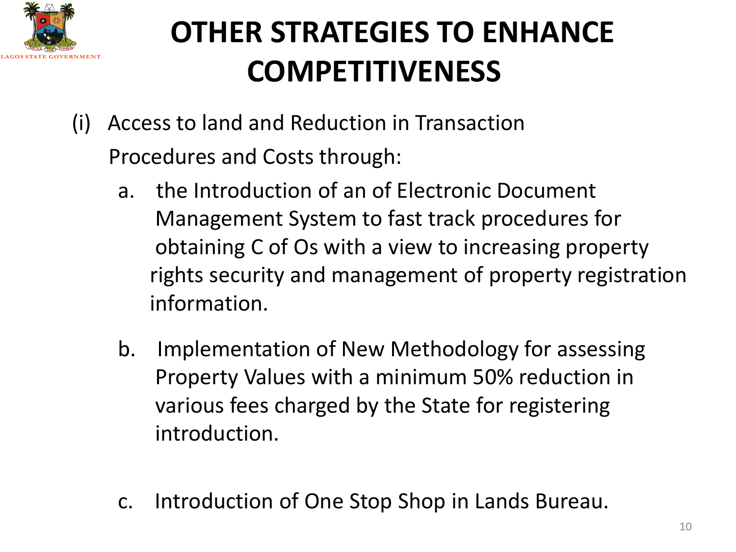LAGOS STATE GOVERNMENT

# OTHER STRATEGIES TO ENHANCE COMPETITIVENESS

(i) Access to land and Reduction in Transaction Procedures and Costs through:

a. the Introduction of an of Electronic Document Management System to fast track procedures for obtaining C of Os with a view to increasing property rights security and management of property registration information.

b. Implementation of New Methodology for assessing Property Values with a minimum 50% reduction in various fees charged by the State for registering introduction.

c. Introduction of One Stop Shop in Lands Bureau.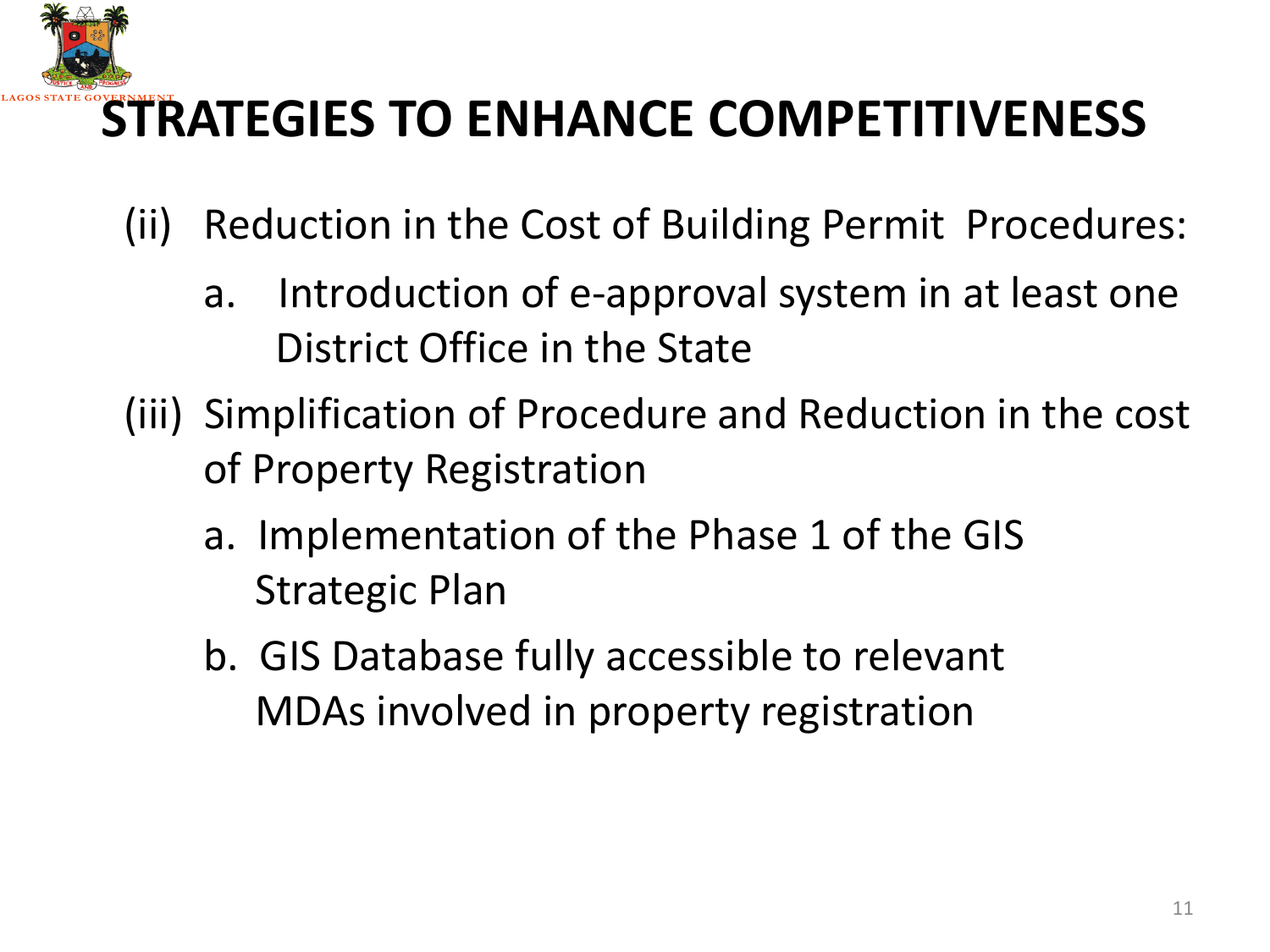LAGOS STATE GOVERNMENT

# STRATEGIES TO ENHANCE COMPETITIVENESS

(ii) Reduction in the Cost of Building Permit Procedures:

a. Introduction of e-approval system in at least one District Office in the State

(iii) Simplification of Procedure and Reduction in the cost of Property Registration

a. Implementation of the Phase 1 of the GIS Strategic Plan

b. GIS Database fully accessible to relevant MDAs involved in property registration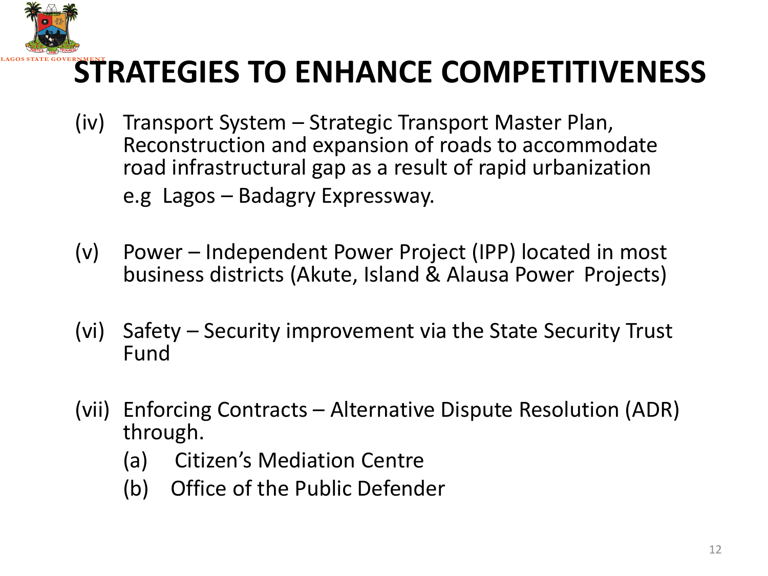LAGOS STATE GOVERNMENT

# STRATEGIES TO ENHANCE COMPETITIVENESS

(iv) Transport System – Strategic Transport Master Plan, Reconstruction and expansion of roads to accommodate road infrastructural gap as a result of rapid urbanization

e.g Lagos – Badagry Expressway.

(v) Power – Independent Power Project (IPP) located in most business districts (Akute, Island & Alausa Power Projects)

(vi) Safety – Security improvement via the State Security Trust Fund

(vii) Enforcing Contracts – Alternative Dispute Resolution (ADR) through.

(a) Citizen's Mediation Centre

(b) Office of the Public Defender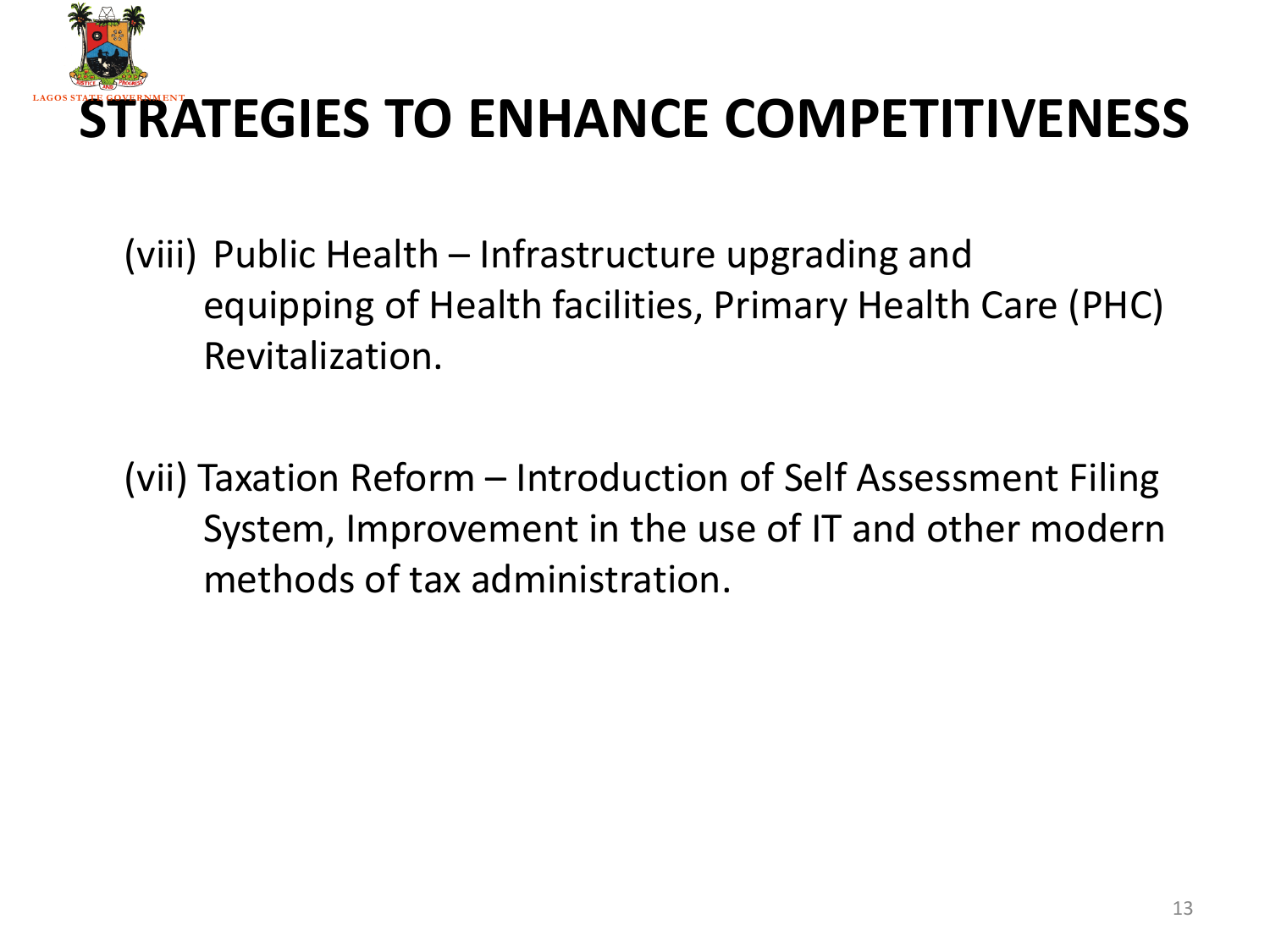LAGOS STATE GOVERNMENT

# STRATEGIES TO ENHANCE COMPETITIVENESS

(viii) Public Health – Infrastructure upgrading and equipping of Health facilities, Primary Health Care (PHC) Revitalization.

(vii) Taxation Reform – Introduction of Self Assessment Filing System, Improvement in the use of IT and other modern methods of tax administration.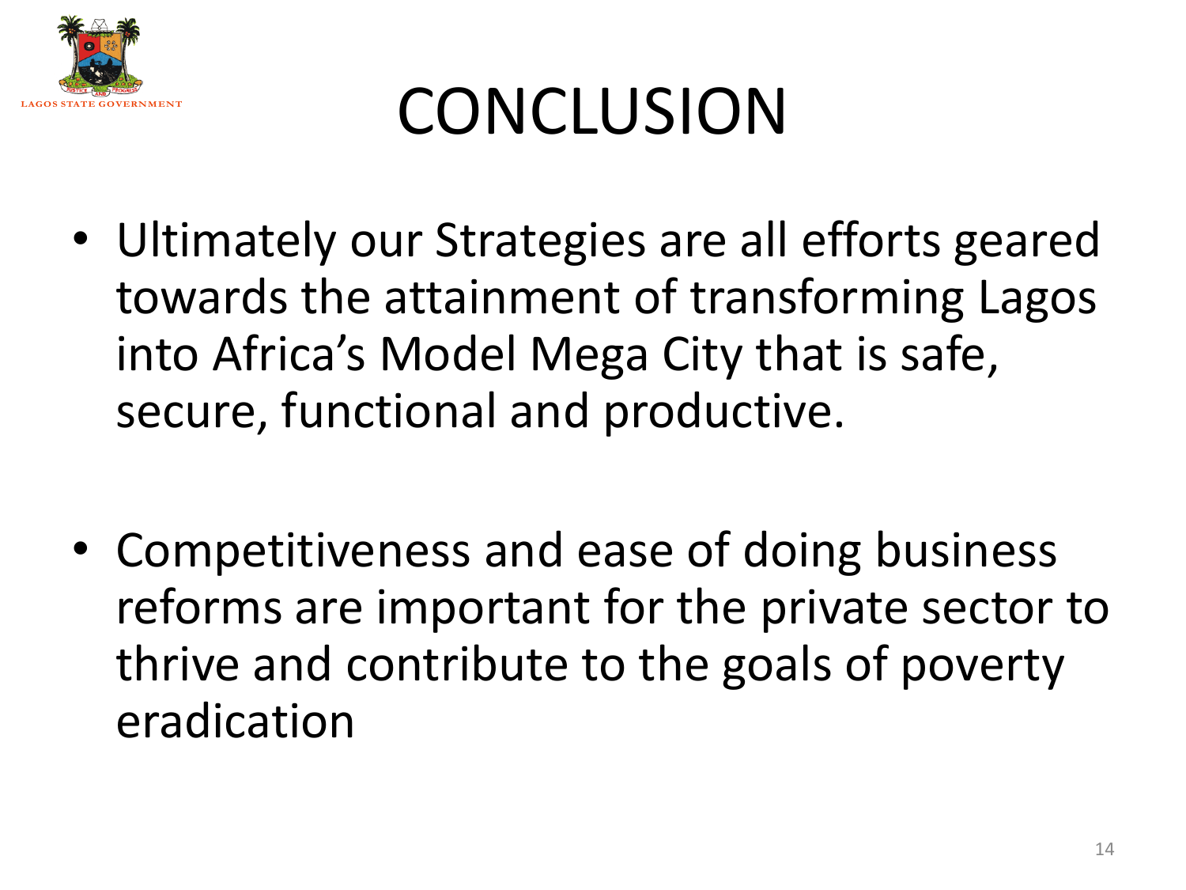LAGOS STATE GOVERNMENT

# CONCLUSION

- Ultimately our Strategies are all efforts geared towards the attainment of transforming Lagos into Africa's Model Mega City that is safe, secure, functional and productive.

- Competitiveness and ease of doing business reforms are important for the private sector to thrive and contribute to the goals of poverty eradication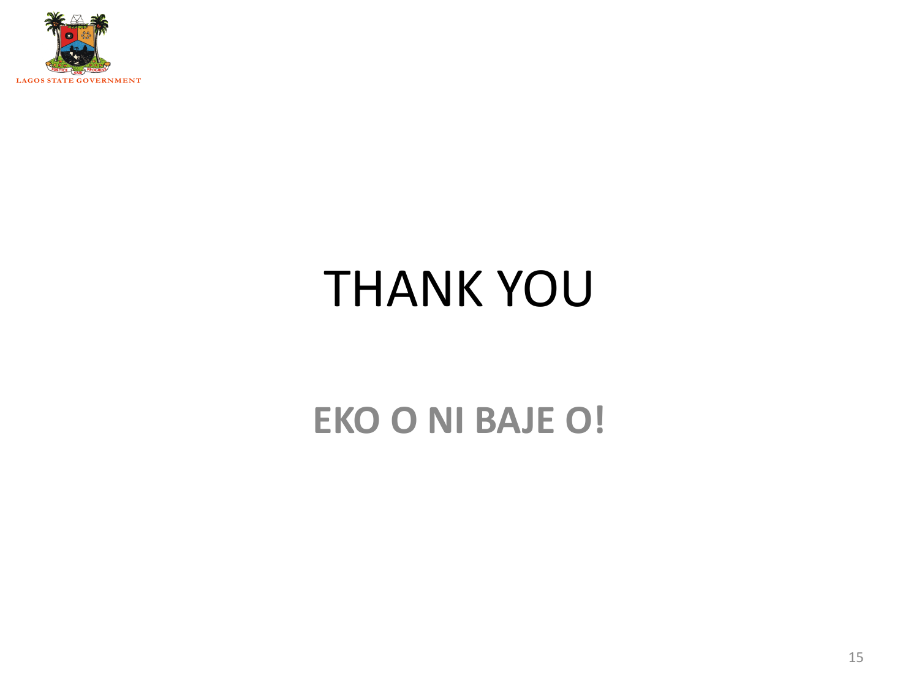LAGOS STATE GOVERNMENT

# THANK YOU

**EKO O NI BAJE O!**